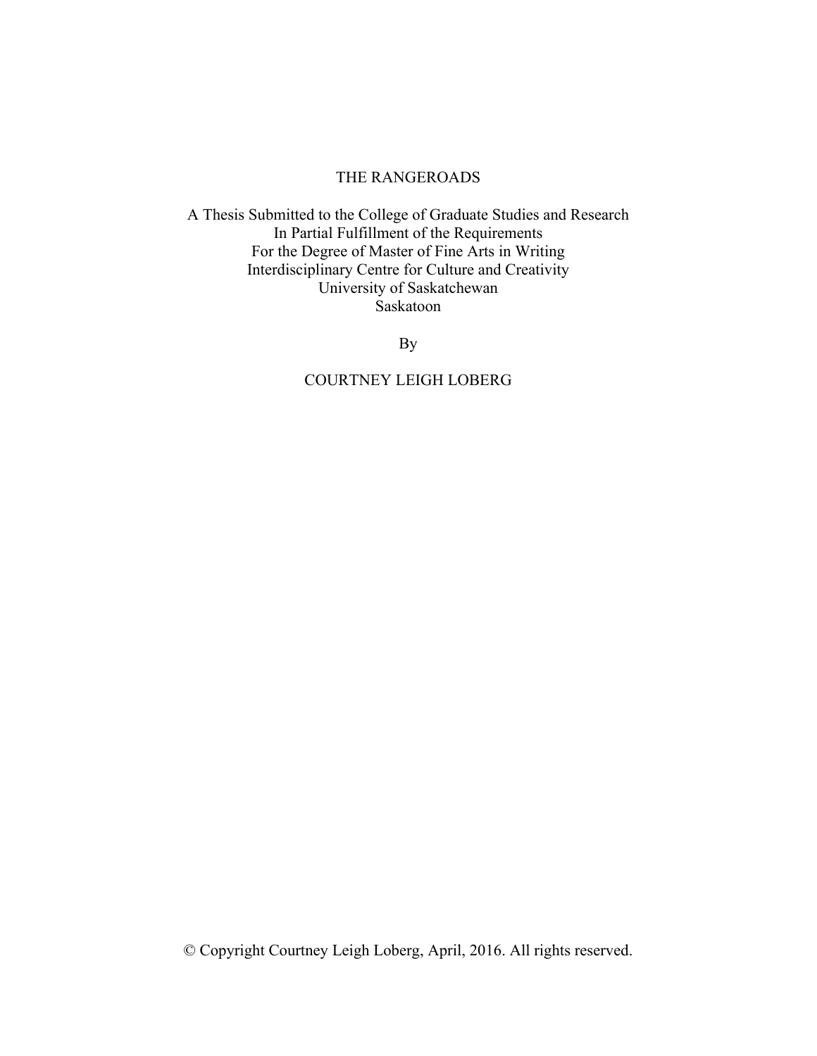# THE RANGEROADS

A Thesis Submitted to the College of Graduate Studies and Research
In Partial Fulfillment of the Requirements
For the Degree of Master of Fine Arts in Writing
Interdisciplinary Centre for Culture and Creativity
University of Saskatchewan
Saskatoon

By

COURTNEY LEIGH LOBERG

© Copyright Courtney Leigh Loberg, April, 2016. All rights reserved.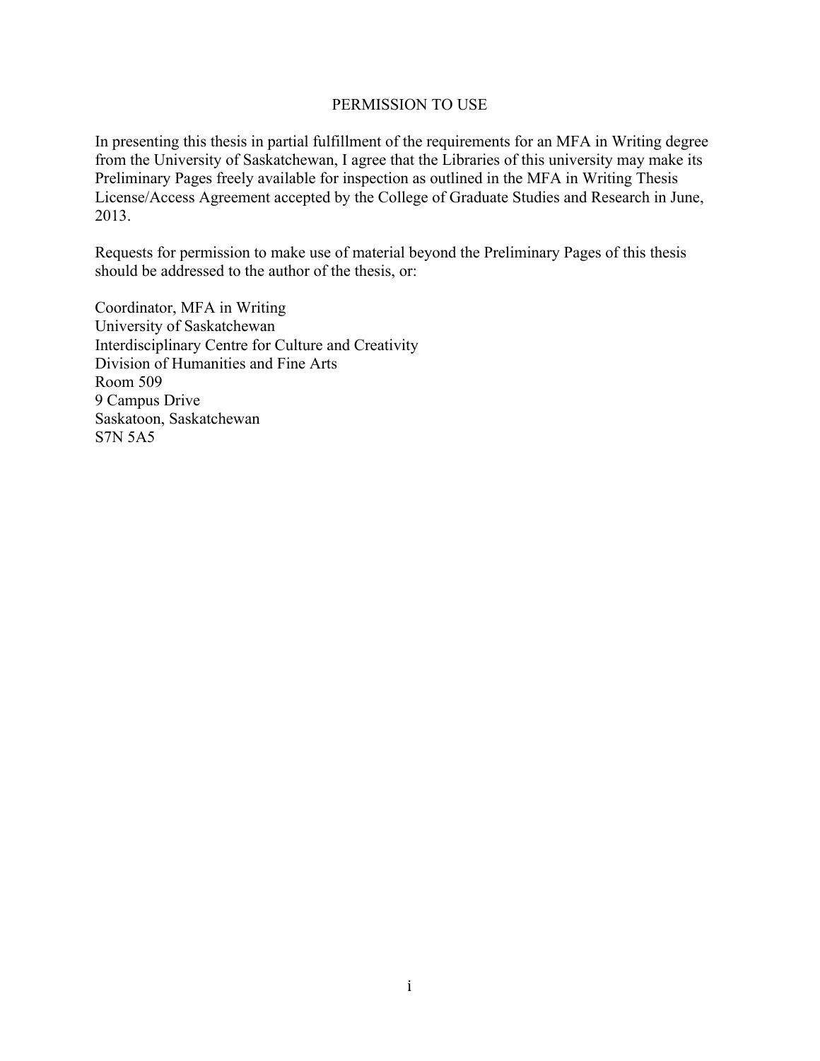# PERMISSION TO USE

In presenting this thesis in partial fulfillment of the requirements for an MFA in Writing degree from the University of Saskatchewan, I agree that the Libraries of this university may make its Preliminary Pages freely available for inspection as outlined in the MFA in Writing Thesis License/Access Agreement accepted by the College of Graduate Studies and Research in June, 2013.

Requests for permission to make use of material beyond the Preliminary Pages of this thesis should be addressed to the author of the thesis, or:

Coordinator, MFA in Writing  
University of Saskatchewan  
Interdisciplinary Centre for Culture and Creativity  
Division of Humanities and Fine Arts  
Room 509  
9 Campus Drive  
Saskatoon, Saskatchewan  
S7N 5A5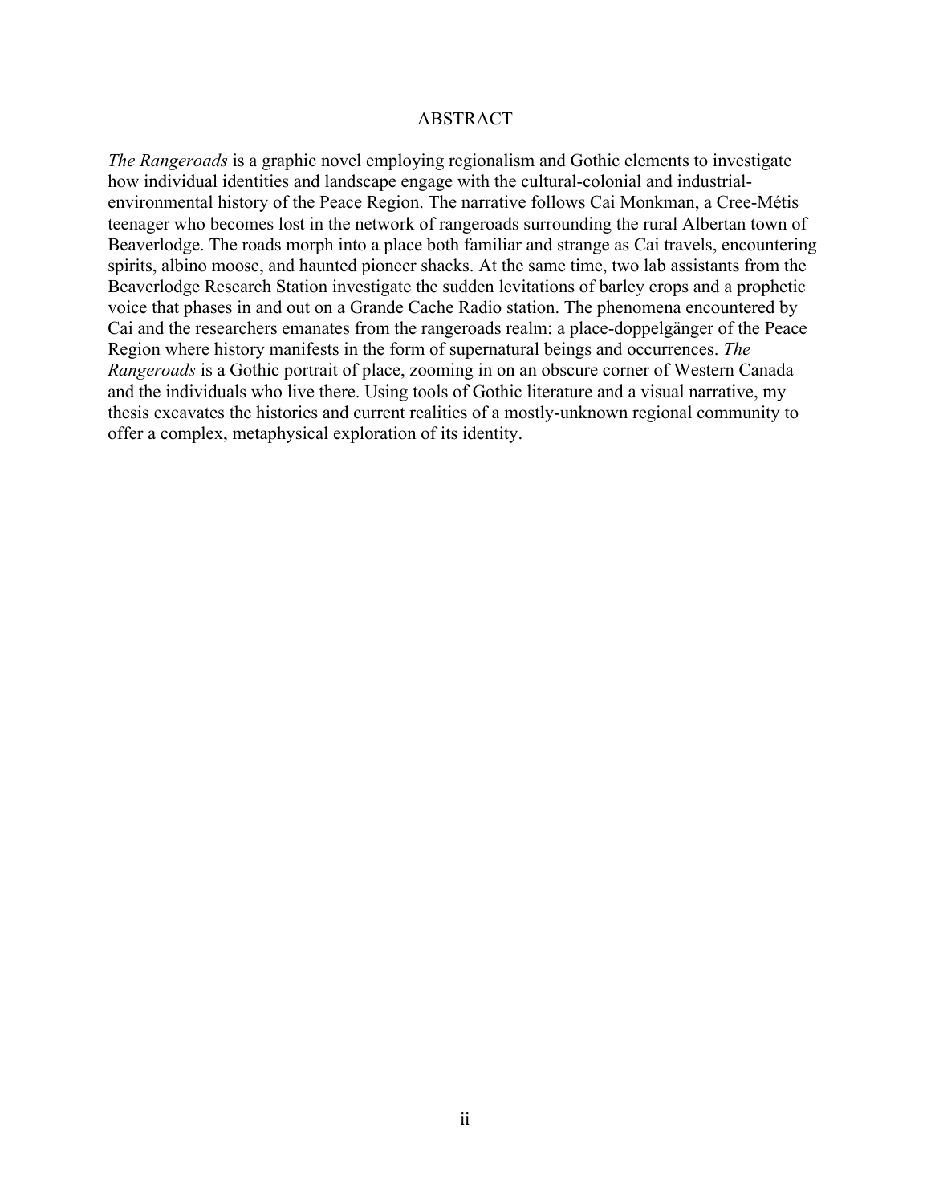# ABSTRACT

*The Rangeroads* is a graphic novel employing regionalism and Gothic elements to investigate how individual identities and landscape engage with the cultural-colonial and industrial-environmental history of the Peace Region. The narrative follows Cai Monkman, a Cree-Métis teenager who becomes lost in the network of rangeroads surrounding the rural Albertan town of Beaverlodge. The roads morph into a place both familiar and strange as Cai travels, encountering spirits, albino moose, and haunted pioneer shacks. At the same time, two lab assistants from the Beaverlodge Research Station investigate the sudden levitations of barley crops and a prophetic voice that phases in and out on a Grande Cache Radio station. The phenomena encountered by Cai and the researchers emanates from the rangeroads realm: a place-doppelgänger of the Peace Region where history manifests in the form of supernatural beings and occurrences. *The Rangeroads* is a Gothic portrait of place, zooming in on an obscure corner of Western Canada and the individuals who live there. Using tools of Gothic literature and a visual narrative, my thesis excavates the histories and current realities of a mostly-unknown regional community to offer a complex, metaphysical exploration of its identity.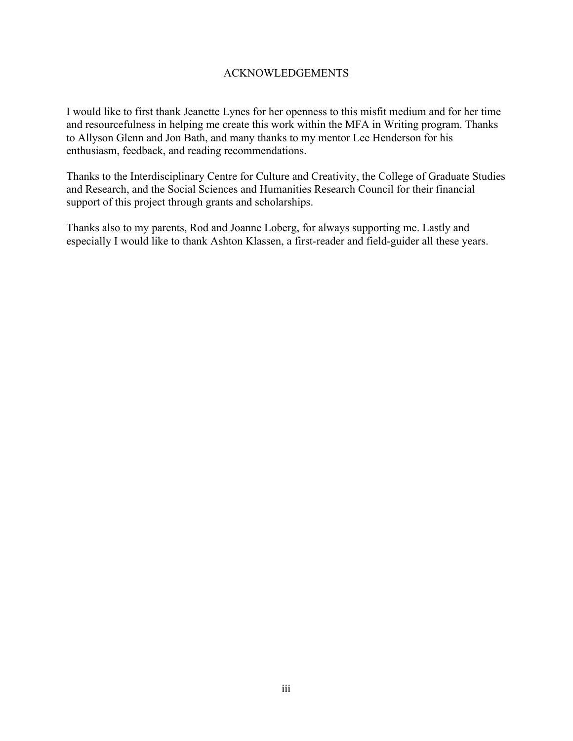# ACKNOWLEDGEMENTS

I would like to first thank Jeanette Lynes for her openness to this misfit medium and for her time and resourcefulness in helping me create this work within the MFA in Writing program. Thanks to Allyson Glenn and Jon Bath, and many thanks to my mentor Lee Henderson for his enthusiasm, feedback, and reading recommendations.

Thanks to the Interdisciplinary Centre for Culture and Creativity, the College of Graduate Studies and Research, and the Social Sciences and Humanities Research Council for their financial support of this project through grants and scholarships.

Thanks also to my parents, Rod and Joanne Loberg, for always supporting me. Lastly and especially I would like to thank Ashton Klassen, a first-reader and field-guider all these years.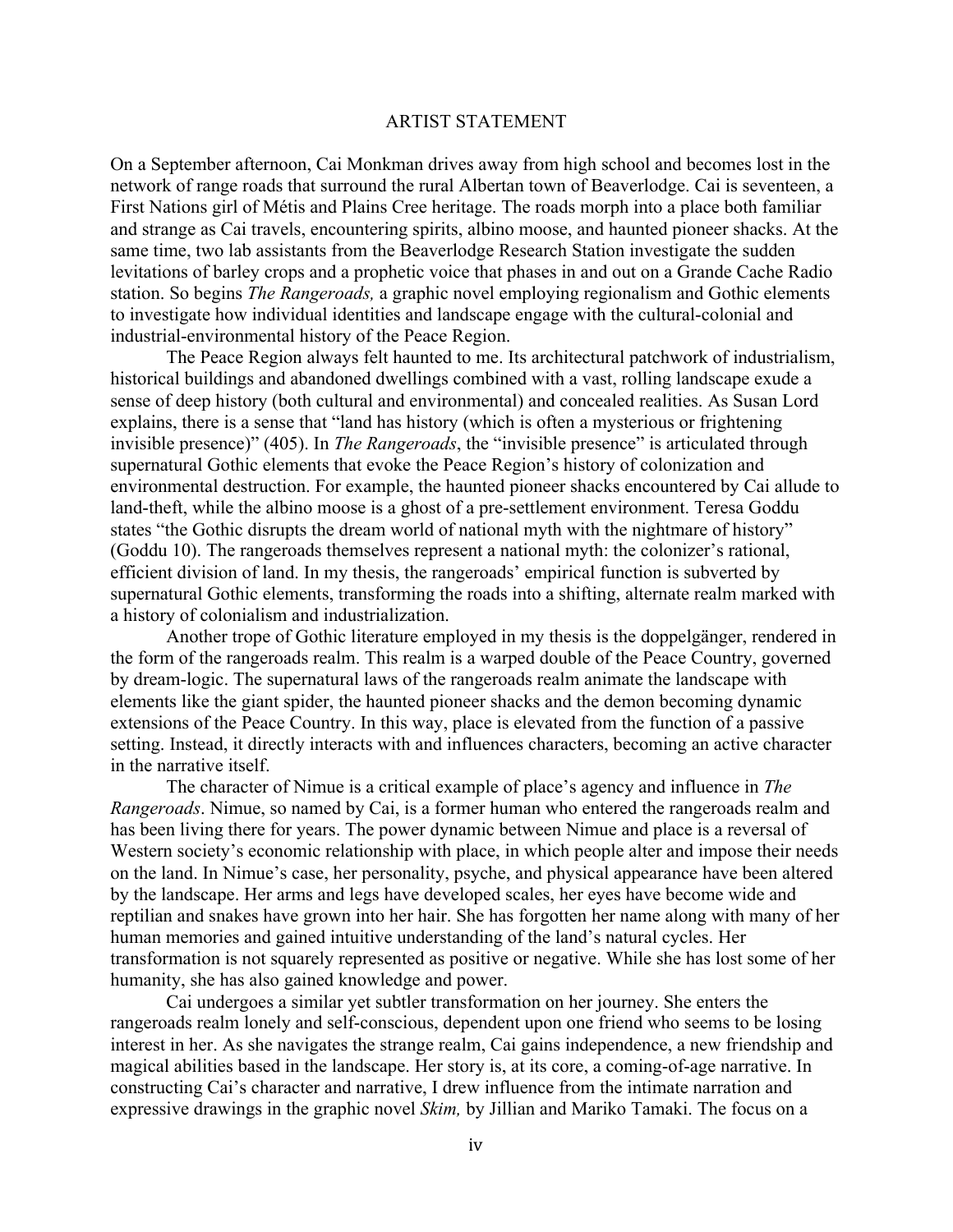## ARTIST STATEMENT

On a September afternoon, Cai Monkman drives away from high school and becomes lost in the network of range roads that surround the rural Albertan town of Beaverlodge. Cai is seventeen, a First Nations girl of Métis and Plains Cree heritage. The roads morph into a place both familiar and strange as Cai travels, encountering spirits, albino moose, and haunted pioneer shacks. At the same time, two lab assistants from the Beaverlodge Research Station investigate the sudden levitations of barley crops and a prophetic voice that phases in and out on a Grande Cache Radio station. So begins *The Rangeroads,* a graphic novel employing regionalism and Gothic elements to investigate how individual identities and landscape engage with the cultural-colonial and industrial-environmental history of the Peace Region.

The Peace Region always felt haunted to me. Its architectural patchwork of industrialism, historical buildings and abandoned dwellings combined with a vast, rolling landscape exude a sense of deep history (both cultural and environmental) and concealed realities. As Susan Lord explains, there is a sense that "land has history (which is often a mysterious or frightening invisible presence)" (405). In *The Rangeroads*, the "invisible presence" is articulated through supernatural Gothic elements that evoke the Peace Region's history of colonization and environmental destruction. For example, the haunted pioneer shacks encountered by Cai allude to land-theft, while the albino moose is a ghost of a pre-settlement environment. Teresa Goddu states "the Gothic disrupts the dream world of national myth with the nightmare of history" (Goddu 10). The rangeroads themselves represent a national myth: the colonizer's rational, efficient division of land. In my thesis, the rangeroads' empirical function is subverted by supernatural Gothic elements, transforming the roads into a shifting, alternate realm marked with a history of colonialism and industrialization.

Another trope of Gothic literature employed in my thesis is the doppelgänger, rendered in the form of the rangeroads realm. This realm is a warped double of the Peace Country, governed by dream-logic. The supernatural laws of the rangeroads realm animate the landscape with elements like the giant spider, the haunted pioneer shacks and the demon becoming dynamic extensions of the Peace Country. In this way, place is elevated from the function of a passive setting. Instead, it directly interacts with and influences characters, becoming an active character in the narrative itself.

The character of Nimue is a critical example of place's agency and influence in *The Rangeroads*. Nimue, so named by Cai, is a former human who entered the rangeroads realm and has been living there for years. The power dynamic between Nimue and place is a reversal of Western society's economic relationship with place, in which people alter and impose their needs on the land. In Nimue's case, her personality, psyche, and physical appearance have been altered by the landscape. Her arms and legs have developed scales, her eyes have become wide and reptilian and snakes have grown into her hair. She has forgotten her name along with many of her human memories and gained intuitive understanding of the land's natural cycles. Her transformation is not squarely represented as positive or negative. While she has lost some of her humanity, she has also gained knowledge and power.

Cai undergoes a similar yet subtler transformation on her journey. She enters the rangeroads realm lonely and self-conscious, dependent upon one friend who seems to be losing interest in her. As she navigates the strange realm, Cai gains independence, a new friendship and magical abilities based in the landscape. Her story is, at its core, a coming-of-age narrative. In constructing Cai's character and narrative, I drew influence from the intimate narration and expressive drawings in the graphic novel *Skim,* by Jillian and Mariko Tamaki. The focus on a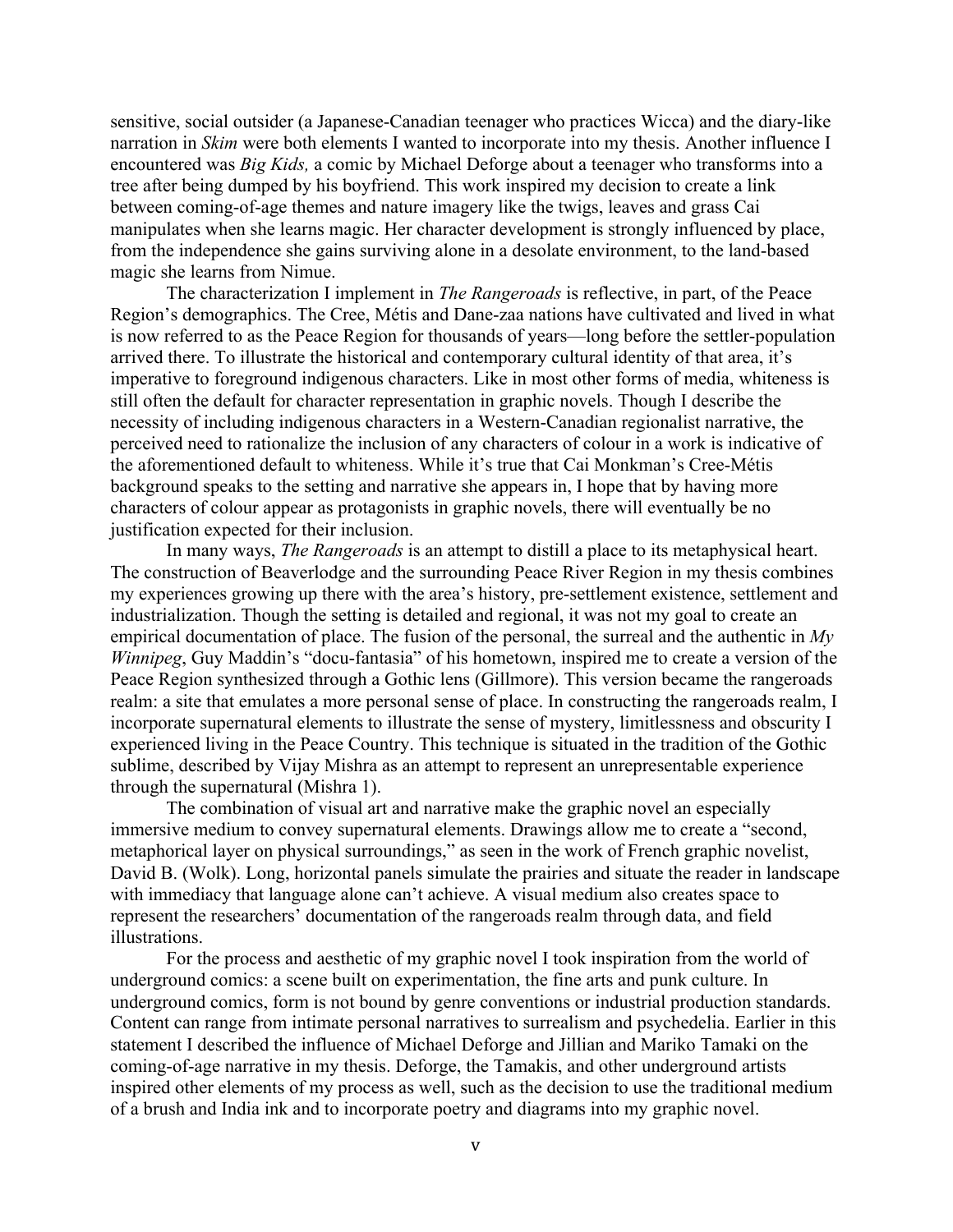sensitive, social outsider (a Japanese-Canadian teenager who practices Wicca) and the diary-like narration in *Skim* were both elements I wanted to incorporate into my thesis. Another influence I encountered was *Big Kids,* a comic by Michael Deforge about a teenager who transforms into a tree after being dumped by his boyfriend. This work inspired my decision to create a link between coming-of-age themes and nature imagery like the twigs, leaves and grass Cai manipulates when she learns magic. Her character development is strongly influenced by place, from the independence she gains surviving alone in a desolate environment, to the land-based magic she learns from Nimue.

The characterization I implement in *The Rangeroads* is reflective, in part, of the Peace Region's demographics. The Cree, Métis and Dane-zaa nations have cultivated and lived in what is now referred to as the Peace Region for thousands of years—long before the settler-population arrived there. To illustrate the historical and contemporary cultural identity of that area, it's imperative to foreground indigenous characters. Like in most other forms of media, whiteness is still often the default for character representation in graphic novels. Though I describe the necessity of including indigenous characters in a Western-Canadian regionalist narrative, the perceived need to rationalize the inclusion of any characters of colour in a work is indicative of the aforementioned default to whiteness. While it's true that Cai Monkman's Cree-Métis background speaks to the setting and narrative she appears in, I hope that by having more characters of colour appear as protagonists in graphic novels, there will eventually be no justification expected for their inclusion.

In many ways, *The Rangeroads* is an attempt to distill a place to its metaphysical heart. The construction of Beaverlodge and the surrounding Peace River Region in my thesis combines my experiences growing up there with the area's history, pre-settlement existence, settlement and industrialization. Though the setting is detailed and regional, it was not my goal to create an empirical documentation of place. The fusion of the personal, the surreal and the authentic in *My Winnipeg*, Guy Maddin's "docu-fantasia" of his hometown, inspired me to create a version of the Peace Region synthesized through a Gothic lens (Gillmore). This version became the rangeroads realm: a site that emulates a more personal sense of place. In constructing the rangeroads realm, I incorporate supernatural elements to illustrate the sense of mystery, limitlessness and obscurity I experienced living in the Peace Country. This technique is situated in the tradition of the Gothic sublime, described by Vijay Mishra as an attempt to represent an unrepresentable experience through the supernatural (Mishra 1).

The combination of visual art and narrative make the graphic novel an especially immersive medium to convey supernatural elements. Drawings allow me to create a "second, metaphorical layer on physical surroundings," as seen in the work of French graphic novelist, David B. (Wolk). Long, horizontal panels simulate the prairies and situate the reader in landscape with immediacy that language alone can't achieve. A visual medium also creates space to represent the researchers' documentation of the rangeroads realm through data, and field illustrations.

For the process and aesthetic of my graphic novel I took inspiration from the world of underground comics: a scene built on experimentation, the fine arts and punk culture. In underground comics, form is not bound by genre conventions or industrial production standards. Content can range from intimate personal narratives to surrealism and psychedelia. Earlier in this statement I described the influence of Michael Deforge and Jillian and Mariko Tamaki on the coming-of-age narrative in my thesis. Deforge, the Tamakis, and other underground artists inspired other elements of my process as well, such as the decision to use the traditional medium of a brush and India ink and to incorporate poetry and diagrams into my graphic novel.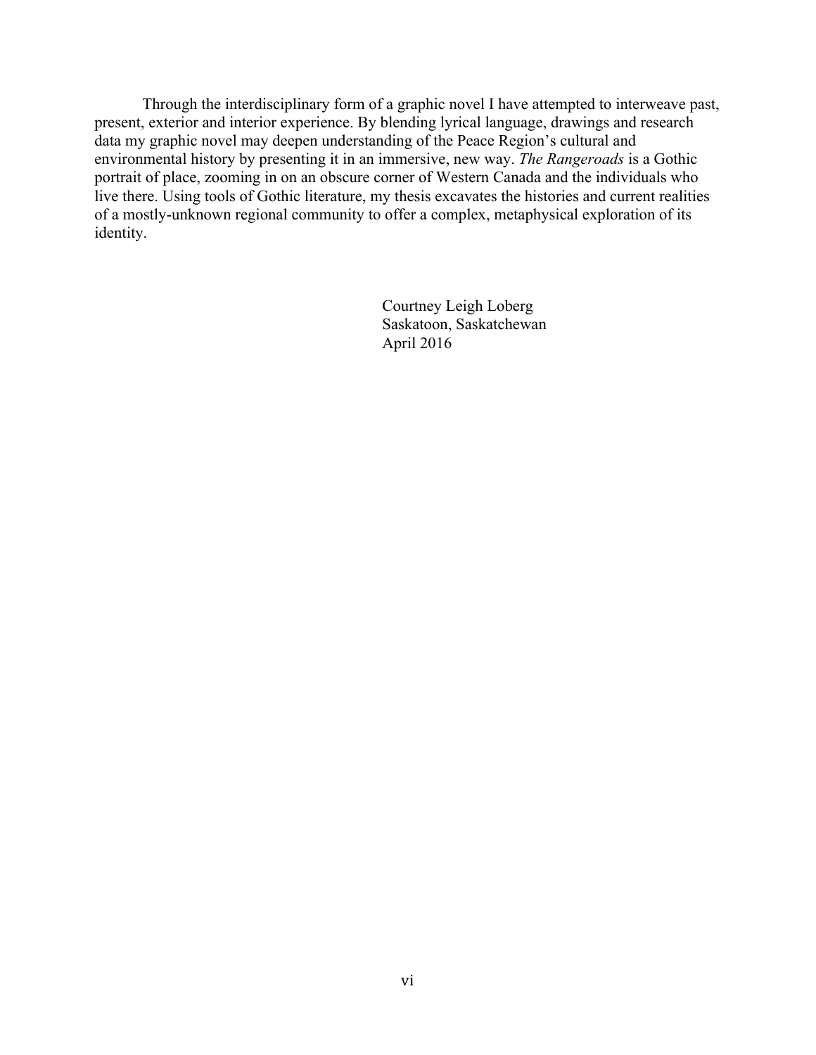Through the interdisciplinary form of a graphic novel I have attempted to interweave past, present, exterior and interior experience. By blending lyrical language, drawings and research data my graphic novel may deepen understanding of the Peace Region's cultural and environmental history by presenting it in an immersive, new way. *The Rangeroads* is a Gothic portrait of place, zooming in on an obscure corner of Western Canada and the individuals who live there. Using tools of Gothic literature, my thesis excavates the histories and current realities of a mostly-unknown regional community to offer a complex, metaphysical exploration of its identity.

Courtney Leigh Loberg  
Saskatoon, Saskatchewan  
April 2016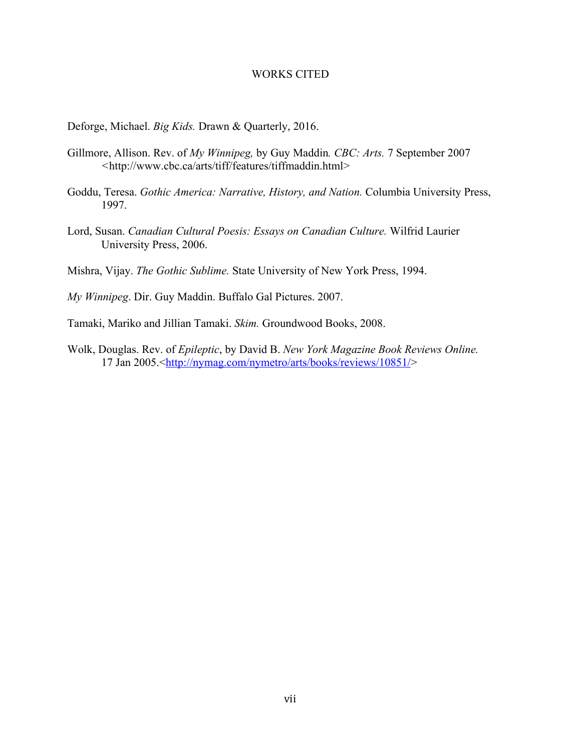# WORKS CITED

Deforge, Michael. *Big Kids.* Drawn & Quarterly, 2016.

Gillmore, Allison. Rev. of *My Winnipeg,* by Guy Maddin*. CBC: Arts.* 7 September 2007 <http://www.cbc.ca/arts/tiff/features/tiffmaddin.html>

Goddu, Teresa. *Gothic America: Narrative, History, and Nation.* Columbia University Press, 1997.

Lord, Susan. *Canadian Cultural Poesis: Essays on Canadian Culture.* Wilfrid Laurier University Press, 2006.

Mishra, Vijay. *The Gothic Sublime.* State University of New York Press, 1994.

*My Winnipeg*. Dir. Guy Maddin. Buffalo Gal Pictures. 2007.

Tamaki, Mariko and Jillian Tamaki. *Skim.* Groundwood Books, 2008.

Wolk, Douglas. Rev. of *Epileptic*, by David B. *New York Magazine Book Reviews Online.* 17 Jan 2005.<http://nymag.com/nymetro/arts/books/reviews/10851/>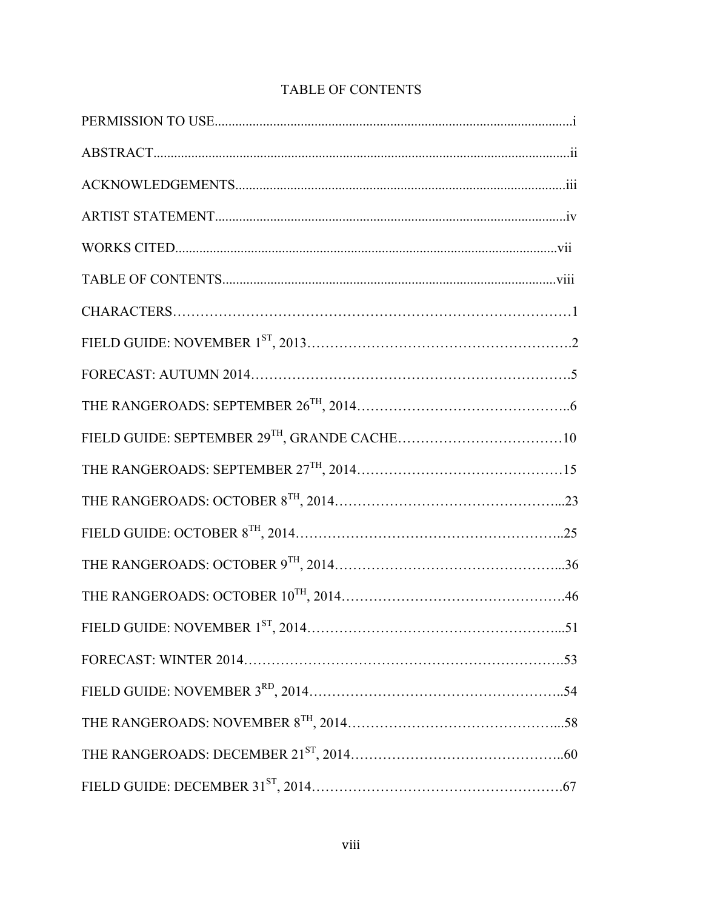# TABLE OF CONTENTS

PERMISSION TO USE....................................................................................................i

ABSTRACT................................................................................................................ii

ACKNOWLEDGEMENTS.........................................................................................iii

ARTIST STATEMENT...............................................................................................iv

WORKS CITED.........................................................................................................vii

TABLE OF CONTENTS...........................................................................................viii

CHARACTERS……………………………………………………………………………1

FIELD GUIDE: NOVEMBER 1$^{ST}$, 2013……………………………………………….2

FORECAST: AUTUMN 2014…………………………………………………………….5

THE RANGEROADS: SEPTEMBER 26$^{TH}$, 2014………………………………………..6

FIELD GUIDE: SEPTEMBER 29$^{TH}$, GRANDE CACHE………………………………10

THE RANGEROADS: SEPTEMBER 27$^{TH}$, 2014………………………………………15

THE RANGEROADS: OCTOBER 8$^{TH}$, 2014…………………………………………...23

FIELD GUIDE: OCTOBER 8$^{TH}$, 2014…………………………………………………..25

THE RANGEROADS: OCTOBER 9$^{TH}$, 2014…………………………………………...36

THE RANGEROADS: OCTOBER 10$^{TH}$, 2014…………………………………………46

FIELD GUIDE: NOVEMBER 1$^{ST}$, 2014………………………………………………...51

FORECAST: WINTER 2014…………………………………………………………….53

FIELD GUIDE: NOVEMBER 3$^{RD}$, 2014………………………………………………..54

THE RANGEROADS: NOVEMBER 8$^{TH}$, 2014………………………………………....58

THE RANGEROADS: DECEMBER 21$^{ST}$, 2014………………………………………..60

FIELD GUIDE: DECEMBER 31$^{ST}$, 2014……………………………………………….67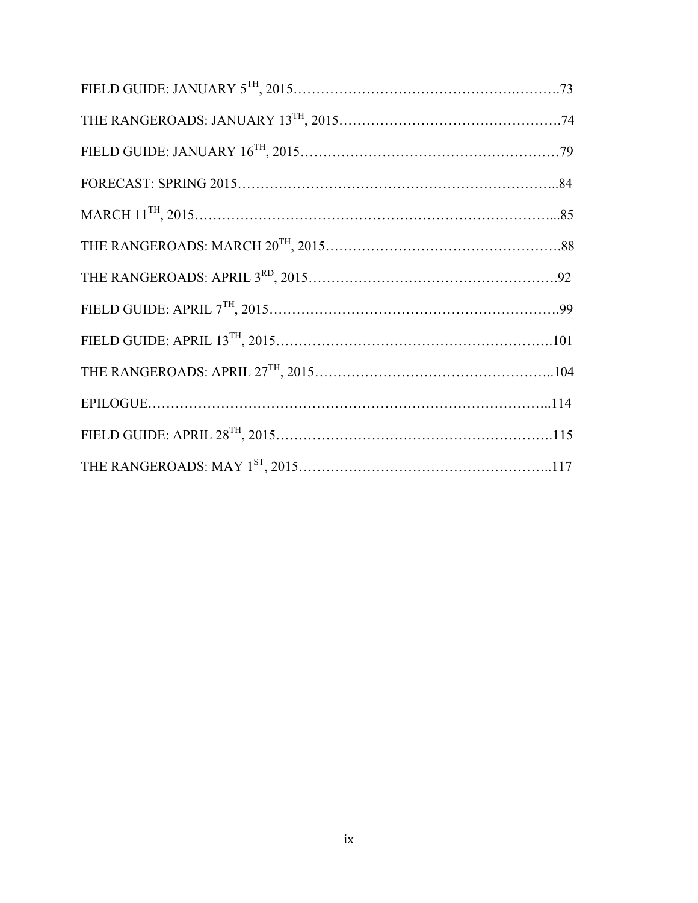FIELD GUIDE: JANUARY 5TH, 2015……………………………………….……….73

THE RANGEROADS: JANUARY 13TH, 2015………………………………………….74

FIELD GUIDE: JANUARY 16TH, 2015………………………………………………79

FORECAST: SPRING 2015……………………………………………………………..84

MARCH 11TH, 2015………………………………………………………………….....85

THE RANGEROADS: MARCH 20TH, 2015…………………………………………….88

THE RANGEROADS: APRIL 3RD, 2015……………………………………………….92

FIELD GUIDE: APRIL 7TH, 2015……………………………………………………….99

FIELD GUIDE: APRIL 13TH, 2015…………………………………………………….101

THE RANGEROADS: APRIL 27TH, 2015……………………………………………..104

EPILOGUE………………………………………………………………………………..114

FIELD GUIDE: APRIL 28TH, 2015…………………………………………………….115

THE RANGEROADS: MAY 1ST, 2015………………………………………………..117